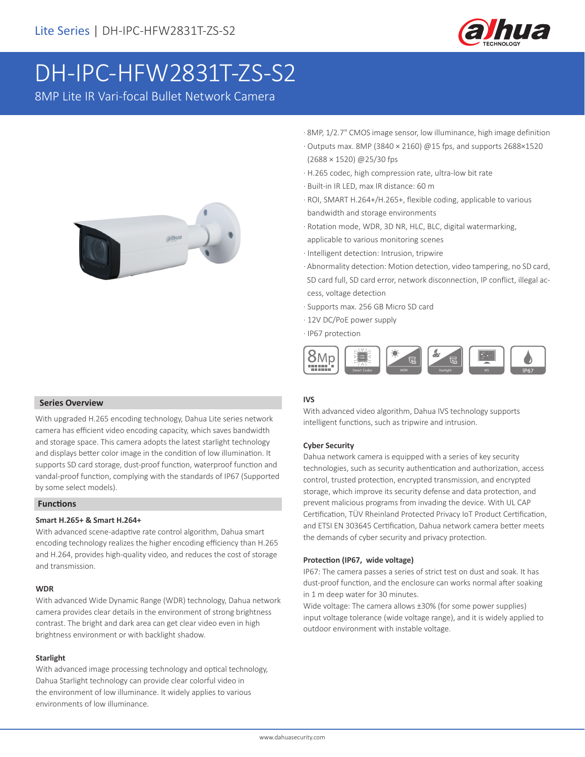Lite Series | DH-IPC-HFW2831T-ZS-S2

# DH-IPC-HFW2831T-ZS-S2

8MP Lite IR Vari-focal Bullet Network Camera

- 8MP, 1/2.7" CMOS image sensor, low illuminance, high image definition
- Outputs max. 8MP (3840 × 2160) @15 fps, and supports 2688×1520 (2688 × 1520) @25/30 fps
- H.265 codec, high compression rate, ultra-low bit rate
- Built-in IR LED, max IR distance: 60 m
- ROI, SMART H.264+/H.265+, flexible coding, applicable to various bandwidth and storage environments
- Rotation mode, WDR, 3D NR, HLC, BLC, digital watermarking, applicable to various monitoring scenes
- Intelligent detection: Intrusion, tripwire
- Abnormality detection: Motion detection, video tampering, no SD card, SD card full, SD card error, network disconnection, IP conflict, illegal access, voltage detection
- Supports max. 256 GB Micro SD card
- 12V DC/PoE power supply
- IP67 protection

## Series Overview

With upgraded H.265 encoding technology, Dahua Lite series network camera has efficient video encoding capacity, which saves bandwidth and storage space. This camera adopts the latest starlight technology and displays better color image in the condition of low illumination. It supports SD card storage, dust-proof function, waterproof function and vandal-proof function, complying with the standards of IP67 (Supported by some select models).

## Functions

### Smart H.265+ & Smart H.264+

With advanced scene-adaptive rate control algorithm, Dahua smart encoding technology realizes the higher encoding efficiency than H.265 and H.264, provides high-quality video, and reduces the cost of storage and transmission.

### WDR

With advanced Wide Dynamic Range (WDR) technology, Dahua network camera provides clear details in the environment of strong brightness contrast. The bright and dark area can get clear video even in high brightness environment or with backlight shadow.

### Starlight

With advanced image processing technology and optical technology, Dahua Starlight technology can provide clear colorful video in the environment of low illuminance. It widely applies to various environments of low illuminance.

### IVS

With advanced video algorithm, Dahua IVS technology supports intelligent functions, such as tripwire and intrusion.

### Cyber Security

Dahua network camera is equipped with a series of key security technologies, such as security authentication and authorization, access control, trusted protection, encrypted transmission, and encrypted storage, which improve its security defense and data protection, and prevent malicious programs from invading the device. With UL CAP Certification, TÜV Rheinland Protected Privacy IoT Product Certification, and ETSI EN 303645 Certification, Dahua network camera better meets the demands of cyber security and privacy protection.

### Protection (IP67, wide voltage)

IP67: The camera passes a series of strict test on dust and soak. It has dust-proof function, and the enclosure can works normal after soaking in 1 m deep water for 30 minutes.

Wide voltage: The camera allows ±30% (for some power supplies) input voltage tolerance (wide voltage range), and it is widely applied to outdoor environment with instable voltage.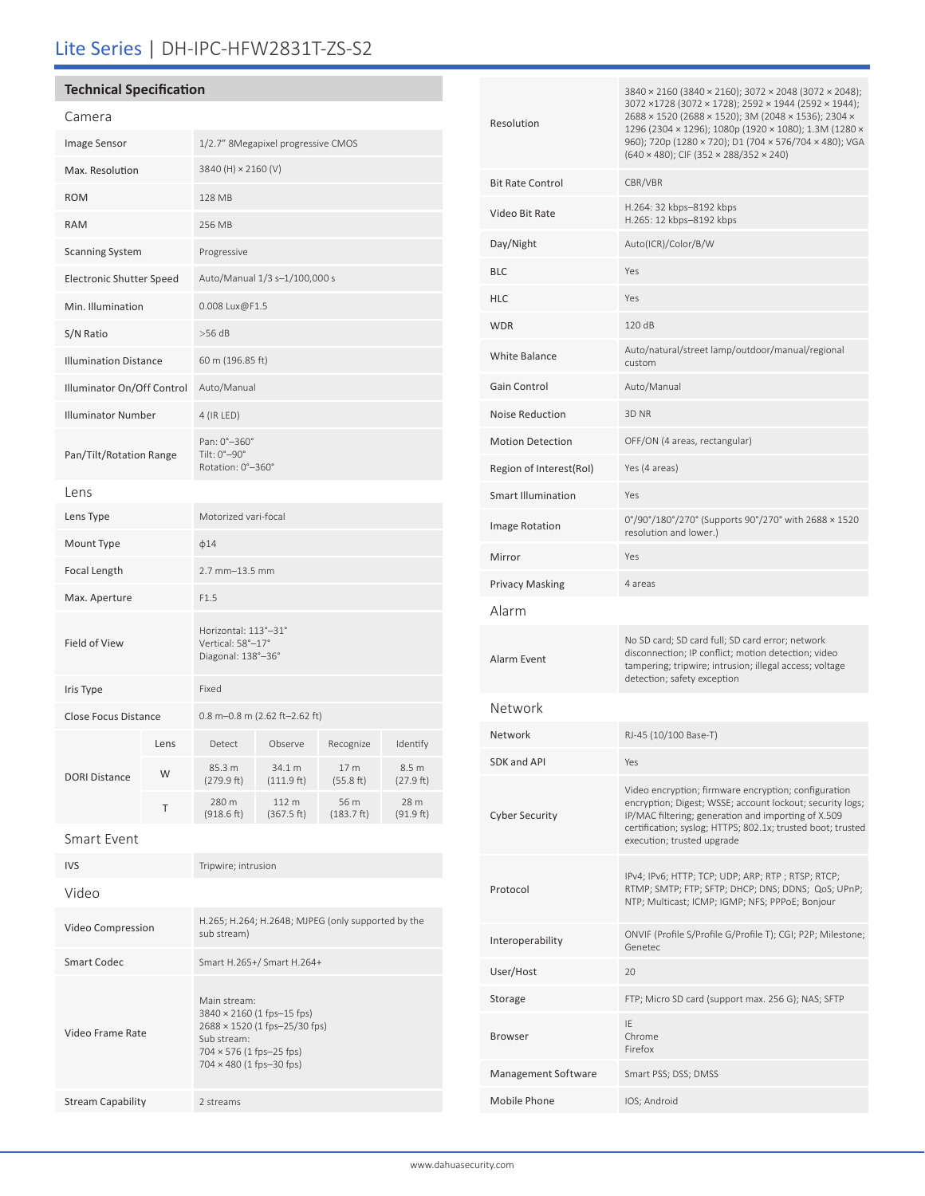# Lite Series | DH-IPC-HFW2831T-ZS-S2

## Technical Specification

### Camera

| | |
|---|---|
| Image Sensor | 1/2.7" 8Megapixel progressive CMOS |
| Max. Resolution | 3840 (H) × 2160 (V) |
| ROM | 128 MB |
| RAM | 256 MB |
| Scanning System | Progressive |
| Electronic Shutter Speed | Auto/Manual 1/3 s–1/100,000 s |
| Min. Illumination | 0.008 Lux@F1.5 |
| S/N Ratio | >56 dB |
| Illumination Distance | 60 m (196.85 ft) |
| Illuminator On/Off Control | Auto/Manual |
| Illuminator Number | 4 (IR LED) |
| Pan/Tilt/Rotation Range | Pan: 0°–360°<br>Tilt: 0°–90°<br>Rotation: 0°–360° |

### Lens

| | | | | | |
|---|---|---|---|---|---|
| Lens Type | Motorized vari-focal | | | | |
| Mount Type | ϕ14 | | | | |
| Focal Length | 2.7 mm–13.5 mm | | | | |
| Max. Aperture | F1.5 | | | | |
| Field of View | Horizontal: 113°–31°<br>Vertical: 58°–17°<br>Diagonal: 138°–36° | | | | |
| Iris Type | Fixed | | | | |
| Close Focus Distance | 0.8 m–0.8 m (2.62 ft–2.62 ft) | | | | |
| DORI Distance | Lens | Detect | Observe | Recognize | Identify |
| | W | 85.3 m (279.9 ft) | 34.1 m (111.9 ft) | 17 m (55.8 ft) | 8.5 m (27.9 ft) |
| | T | 280 m (918.6 ft) | 112 m (367.5 ft) | 56 m (183.7 ft) | 28 m (91.9 ft) |

### Smart Event

| | |
|---|---|
| IVS | Tripwire; intrusion |

### Video

| | |
|---|---|
| Video Compression | H.265; H.264; H.264B; MJPEG (only supported by the sub stream) |
| Smart Codec | Smart H.265+/ Smart H.264+ |
| Video Frame Rate | Main stream:<br>3840 × 2160 (1 fps–15 fps)<br>2688 × 1520 (1 fps–25/30 fps)<br>Sub stream:<br>704 × 576 (1 fps–25 fps)<br>704 × 480 (1 fps–30 fps) |
| Stream Capability | 2 streams |
| Resolution | 3840 × 2160 (3840 × 2160); 3072 × 2048 (3072 × 2048); 3072 ×1728 (3072 × 1728); 2592 × 1944 (2592 × 1944); 2688 × 1520 (2688 × 1520); 3M (2048 × 1536); 2304 × 1296 (2304 × 1296); 1080p (1920 × 1080); 1.3M (1280 × 960); 720p (1280 × 720); D1 (704 × 576/704 × 480); VGA (640 × 480); CIF (352 × 288/352 × 240) |
| Bit Rate Control | CBR/VBR |
| Video Bit Rate | H.264: 32 kbps–8192 kbps<br>H.265: 12 kbps–8192 kbps |
| Day/Night | Auto(ICR)/Color/B/W |
| BLC | Yes |
| HLC | Yes |
| WDR | 120 dB |
| White Balance | Auto/natural/street lamp/outdoor/manual/regional custom |
| Gain Control | Auto/Manual |
| Noise Reduction | 3D NR |
| Motion Detection | OFF/ON (4 areas, rectangular) |
| Region of Interest(RoI) | Yes (4 areas) |
| Smart Illumination | Yes |
| Image Rotation | 0°/90°/180°/270° (Supports 90°/270° with 2688 × 1520 resolution and lower.) |
| Mirror | Yes |
| Privacy Masking | 4 areas |

### Alarm

| | |
|---|---|
| Alarm Event | No SD card; SD card full; SD card error; network disconnection; IP conflict; motion detection; video tampering; tripwire; intrusion; illegal access; voltage detection; safety exception |

### Network

| | |
|---|---|
| Network | RJ-45 (10/100 Base-T) |
| SDK and API | Yes |
| Cyber Security | Video encryption; firmware encryption; configuration encryption; Digest; WSSE; account lockout; security logs; IP/MAC filtering; generation and importing of X.509 certification; syslog; HTTPS; 802.1x; trusted boot; trusted execution; trusted upgrade |
| Protocol | IPv4; IPv6; HTTP; TCP; UDP; ARP; RTP ; RTSP; RTCP; RTMP; SMTP; FTP; SFTP; DHCP; DNS; DDNS; QoS; UPnP; NTP; Multicast; ICMP; IGMP; NFS; PPPoE; Bonjour |
| Interoperability | ONVIF (Profile S/Profile G/Profile T); CGI; P2P; Milestone; Genetec |
| User/Host | 20 |
| Storage | FTP; Micro SD card (support max. 256 G); NAS; SFTP |
| Browser | IE<br>Chrome<br>Firefox |
| Management Software | Smart PSS; DSS; DMSS |
| Mobile Phone | IOS; Android |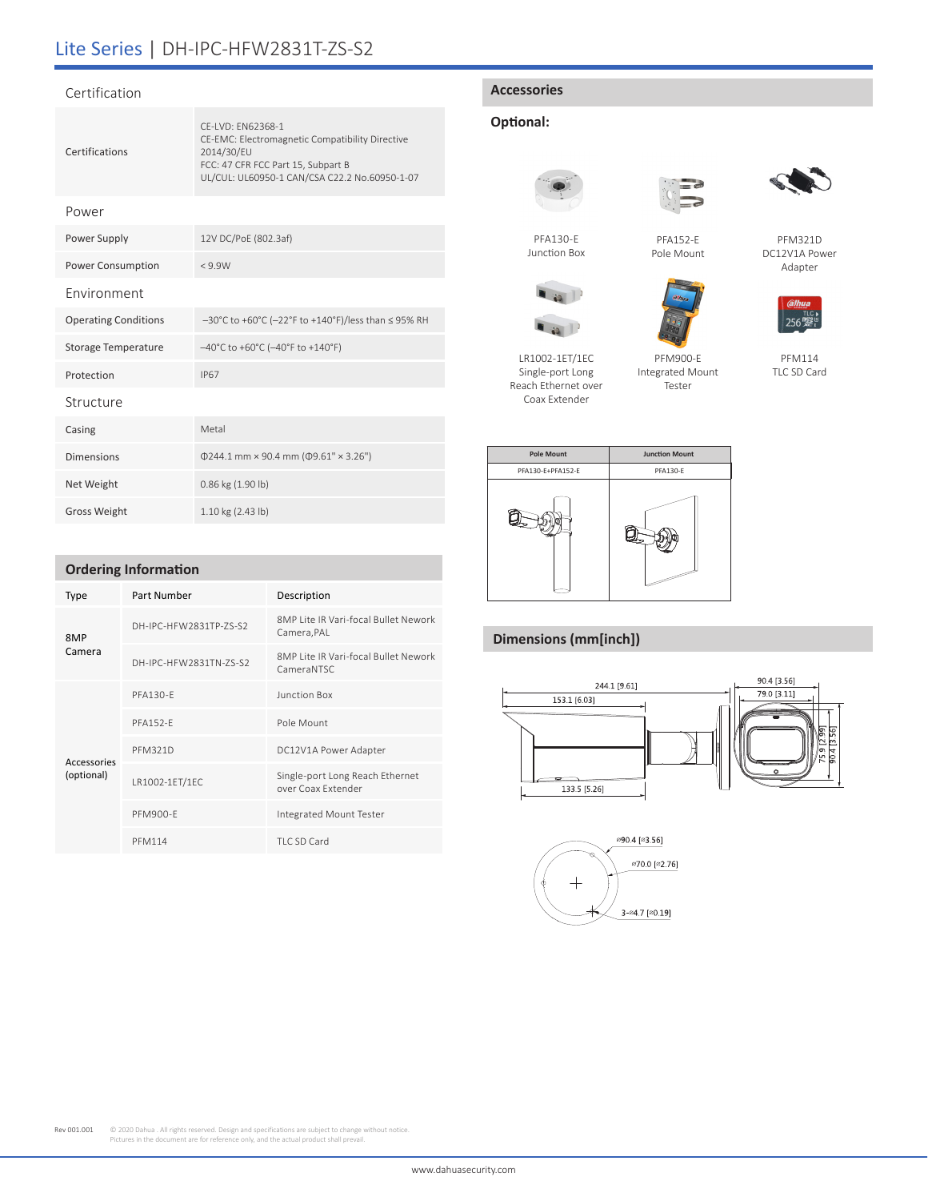## Certification

| | |
|---|---|
| Certifications | CE-LVD: EN62368-1<br>CE-EMC: Electromagnetic Compatibility Directive 2014/30/EU<br>FCC: 47 CFR FCC Part 15, Subpart B<br>UL/CUL: UL60950-1 CAN/CSA C22.2 No.60950-1-07 |

## Power

| | |
|---|---|
| Power Supply | 12V DC/PoE (802.3af) |
| Power Consumption | < 9.9W |

## Environment

| | |
|---|---|
| Operating Conditions | –30°C to +60°C (–22°F to +140°F)/less than ≤ 95% RH |
| Storage Temperature | –40°C to +60°C (–40°F to +140°F) |
| Protection | IP67 |

## Structure

| | |
|---|---|
| Casing | Metal |
| Dimensions | Φ244.1 mm × 90.4 mm (Φ9.61" × 3.26") |
| Net Weight | 0.86 kg (1.90 lb) |
| Gross Weight | 1.10 kg (2.43 lb) |

## Ordering Information

| Type | Part Number | Description |
|---|---|---|
| 8MP Camera | DH-IPC-HFW2831TP-ZS-S2 | 8MP Lite IR Vari-focal Bullet Nework Camera,PAL |
| | DH-IPC-HFW2831TN-ZS-S2 | 8MP Lite IR Vari-focal Bullet Nework CameraNTSC |
| Accessories (optional) | PFA130-E | Junction Box |
| | PFA152-E | Pole Mount |
| | PFM321D | DC12V1A Power Adapter |
| | LR1002-1ET/1EC | Single-port Long Reach Ethernet over Coax Extender |
| | PFM900-E | Integrated Mount Tester |
| | PFM114 | TLC SD Card |

## Accessories

**Optional:**

PFA130-E
Junction Box

PFA152-E
Pole Mount

PFM321D
DC12V1A Power Adapter

LR1002-1ET/1EC
Single-port Long Reach Ethernet over Coax Extender

PFM900-E
Integrated Mount Tester

PFM114
TLC SD Card

| Pole Mount | Junction Mount |
|---|---|
| PFA130-E+PFA152-E | PFA130-E |

## Dimensions (mm[inch])

244.1 [9.61]
153.1 [6.03]
133.5 [5.26]
90.4 [3.56]
79.0 [3.11]
75.9 [2.99]
90.4 [3.56]

Ø90.4 [Ø3.56]
Ø70.0 [Ø2.76]
3-Ø4.7 [Ø0.19]

Rev 001.001 © 2020 Dahua . All rights reserved. Design and specifications are subject to change without notice. Pictures in the document are for reference only, and the actual product shall prevail.

www.dahuasecurity.com